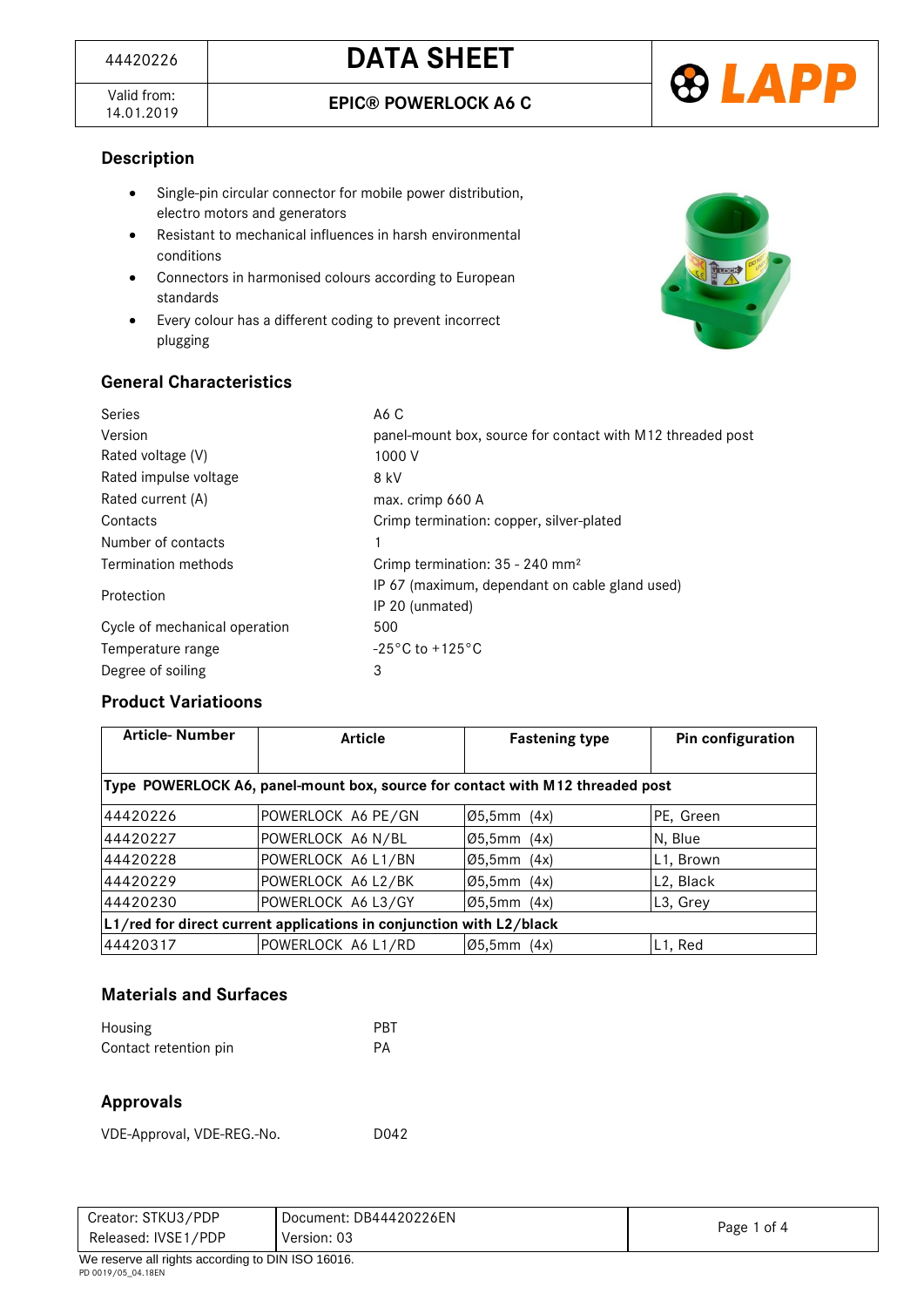| 44420226 | DATA SHEET |
| --- | --- |
| Valid from: 14.01.2019 | EPIC® POWERLOCK A6 C |

## Description

- Single-pin circular connector for mobile power distribution, electro motors and generators
- Resistant to mechanical influences in harsh environmental conditions
- Connectors in harmonised colours according to European standards
- Every colour has a different coding to prevent incorrect plugging

## General Characteristics

| | |
| --- | --- |
| Series | A6 C |
| Version | panel-mount box, source for contact with M12 threaded post |
| Rated voltage (V) | 1000 V |
| Rated impulse voltage | 8 kV |
| Rated current (A) | max. crimp 660 A |
| Contacts | Crimp termination: copper, silver-plated |
| Number of contacts | 1 |
| Termination methods | Crimp termination: 35 - 240 mm² |
| Protection | IP 67 (maximum, dependant on cable gland used)<br>IP 20 (unmated) |
| Cycle of mechanical operation | 500 |
| Temperature range | -25°C to +125°C |
| Degree of soiling | 3 |

## Product Variatioons

| Article- Number | Article | Fastening type | Pin configuration |
| --- | --- | --- | --- |
| **Type POWERLOCK A6, panel-mount box, source for contact with M12 threaded post** | | | |
| 44420226 | POWERLOCK A6 PE/GN | Ø5,5mm (4x) | PE, Green |
| 44420227 | POWERLOCK A6 N/BL | Ø5,5mm (4x) | N, Blue |
| 44420228 | POWERLOCK A6 L1/BN | Ø5,5mm (4x) | L1, Brown |
| 44420229 | POWERLOCK A6 L2/BK | Ø5,5mm (4x) | L2, Black |
| 44420230 | POWERLOCK A6 L3/GY | Ø5,5mm (4x) | L3, Grey |
| **L1/red for direct current applications in conjunction with L2/black** | | | |
| 44420317 | POWERLOCK A6 L1/RD | Ø5,5mm (4x) | L1, Red |

## Materials and Surfaces

| | |
| --- | --- |
| Housing | PBT |
| Contact retention pin | PA |

## Approvals

| | |
| --- | --- |
| VDE-Approval, VDE-REG.-No. | D042 |

| | |
| --- | --- |
| Creator: STKU3/PDP<br>Released: IVSE1/PDP | Document: DB44420226EN<br>Version: 03 |

We reserve all rights according to DIN ISO 16016.

PD 0019/05_04.18EN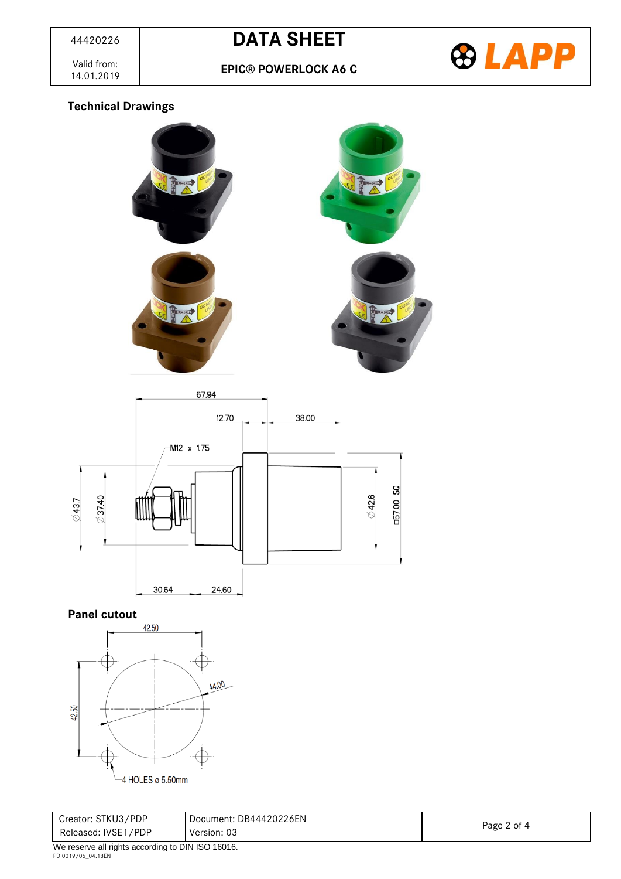## Technical Drawings

67.94

12.70

38.00

M12 x 1.75

∅43.7

∅37.40

∅42.6

□57.00 SQ

30.64

24.60

## Panel cutout

42.50

44.00

42.50

4 HOLES ø 5.50mm

We reserve all rights according to DIN ISO 16016.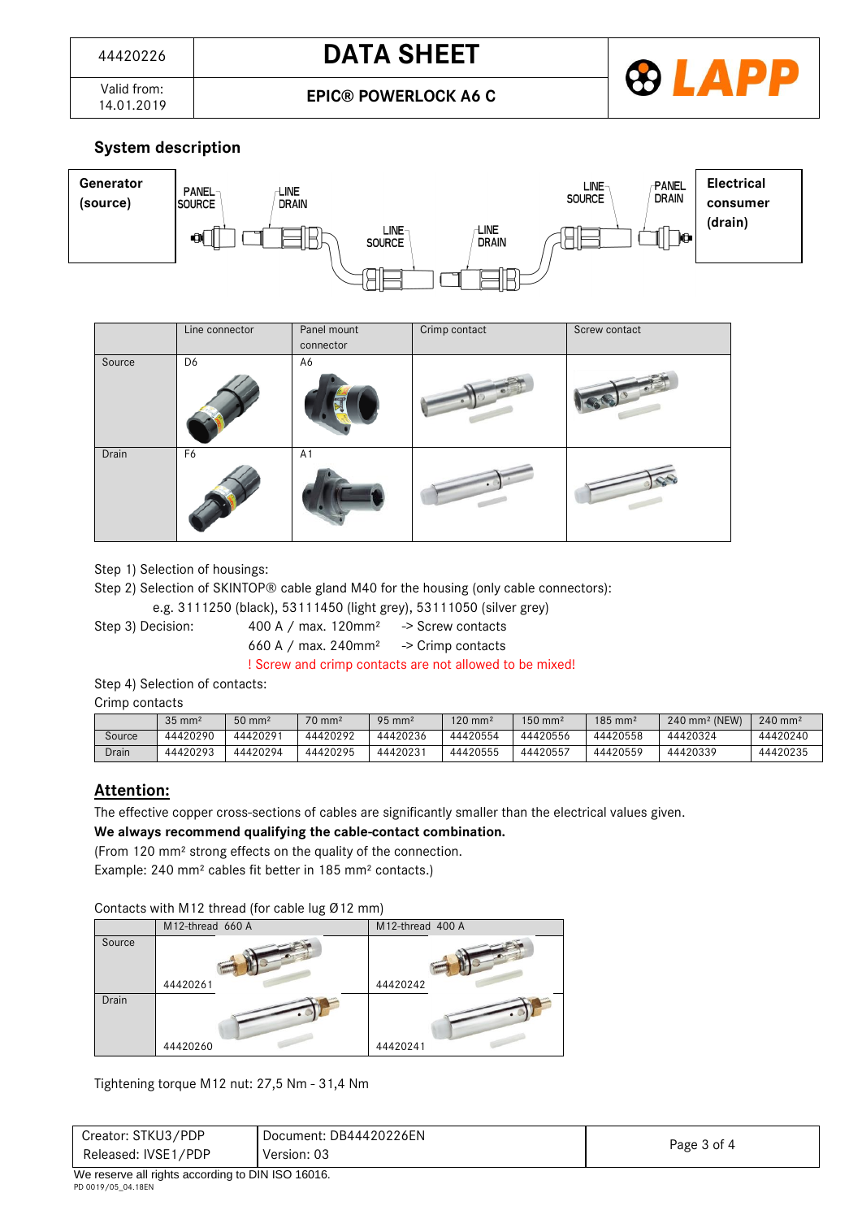## System description

Generator (source) — PANEL SOURCE — LINE DRAIN — LINE SOURCE — LINE DRAIN — LINE SOURCE — PANEL DRAIN — Electrical consumer (drain)

| | Line connector | Panel mount connector | Crimp contact | Screw contact |
|---|---|---|---|---|
| Source | D6 | A6 | | |
| Drain | F6 | A1 | | |

Step 1) Selection of housings:

Step 2) Selection of SKINTOP® cable gland M40 for the housing (only cable connectors):
e.g. 3111250 (black), 53111450 (light grey), 53111050 (silver grey)

Step 3) Decision: 400 A / max. 120mm² -> Screw contacts
660 A / max. 240mm² -> Crimp contacts
! Screw and crimp contacts are not allowed to be mixed!

Step 4) Selection of contacts:

Crimp contacts

| | 35 mm² | 50 mm² | 70 mm² | 95 mm² | 120 mm² | 150 mm² | 185 mm² | 240 mm² (NEW) | 240 mm² |
|---|---|---|---|---|---|---|---|---|---|
| Source | 44420290 | 44420291 | 44420292 | 44420236 | 44420554 | 44420556 | 44420558 | 44420324 | 44420240 |
| Drain | 44420293 | 44420294 | 44420295 | 44420231 | 44420555 | 44420557 | 44420559 | 44420339 | 44420235 |

## Attention:

The effective copper cross-sections of cables are significantly smaller than the electrical values given.

**We always recommend qualifying the cable-contact combination.**

(From 120 mm² strong effects on the quality of the connection.
Example: 240 mm² cables fit better in 185 mm² contacts.)

Contacts with M12 thread (for cable lug Ø12 mm)

| | M12-thread 660 A | M12-thread 400 A |
|---|---|---|
| Source | 44420261 | 44420242 |
| Drain | 44420260 | 44420241 |

Tightening torque M12 nut: 27,5 Nm - 31,4 Nm

| Creator: STKU3/PDP | Document: DB44420226EN |
|---|---|
| Released: IVSE1/PDP | Version: 03 |

We reserve all rights according to DIN ISO 16016.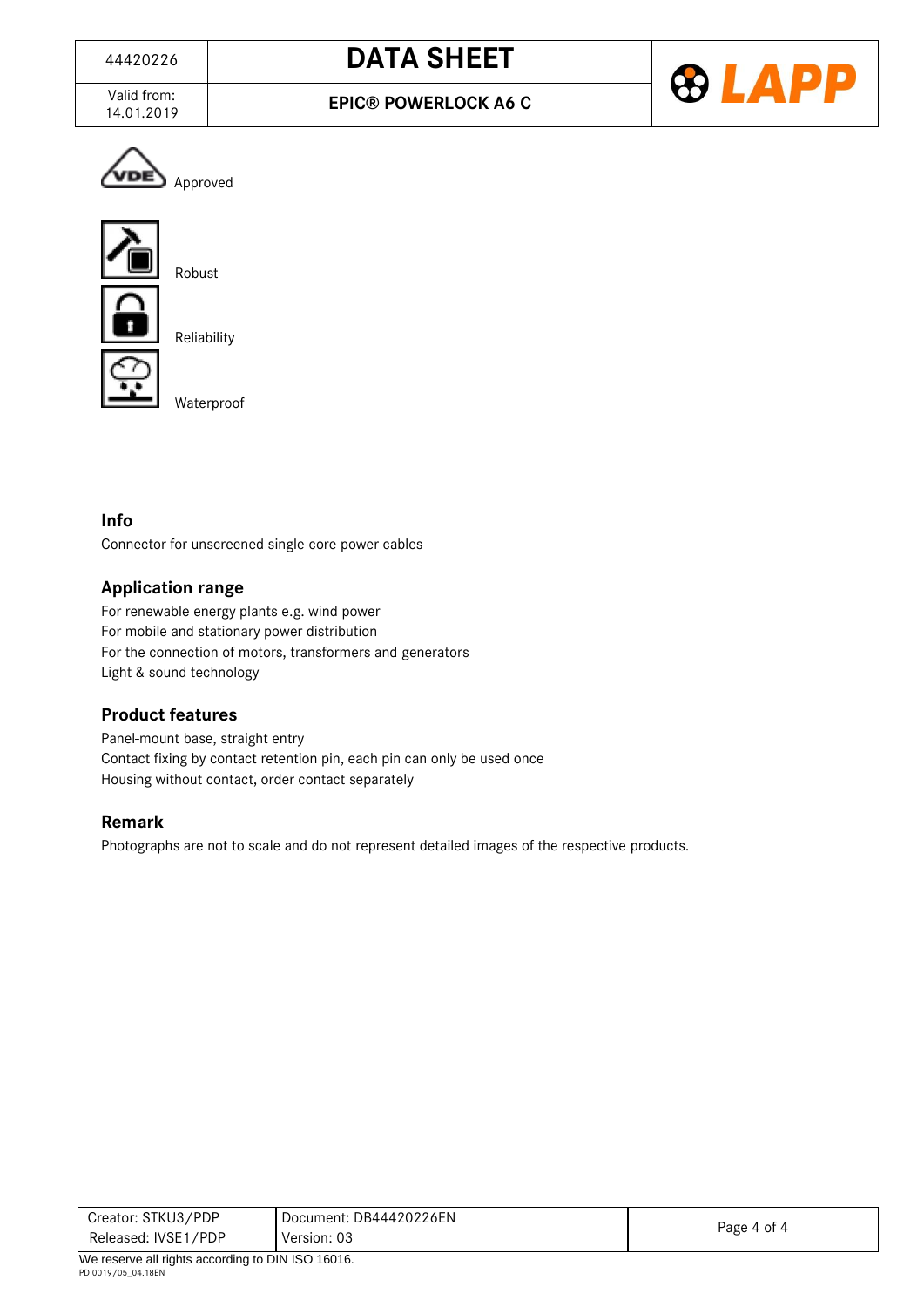Approved

Robust

Reliability

Waterproof

## Info

Connector for unscreened single-core power cables

## Application range

For renewable energy plants e.g. wind power
For mobile and stationary power distribution
For the connection of motors, transformers and generators
Light & sound technology

## Product features

Panel-mount base, straight entry
Contact fixing by contact retention pin, each pin can only be used once
Housing without contact, order contact separately

## Remark

Photographs are not to scale and do not represent detailed images of the respective products.